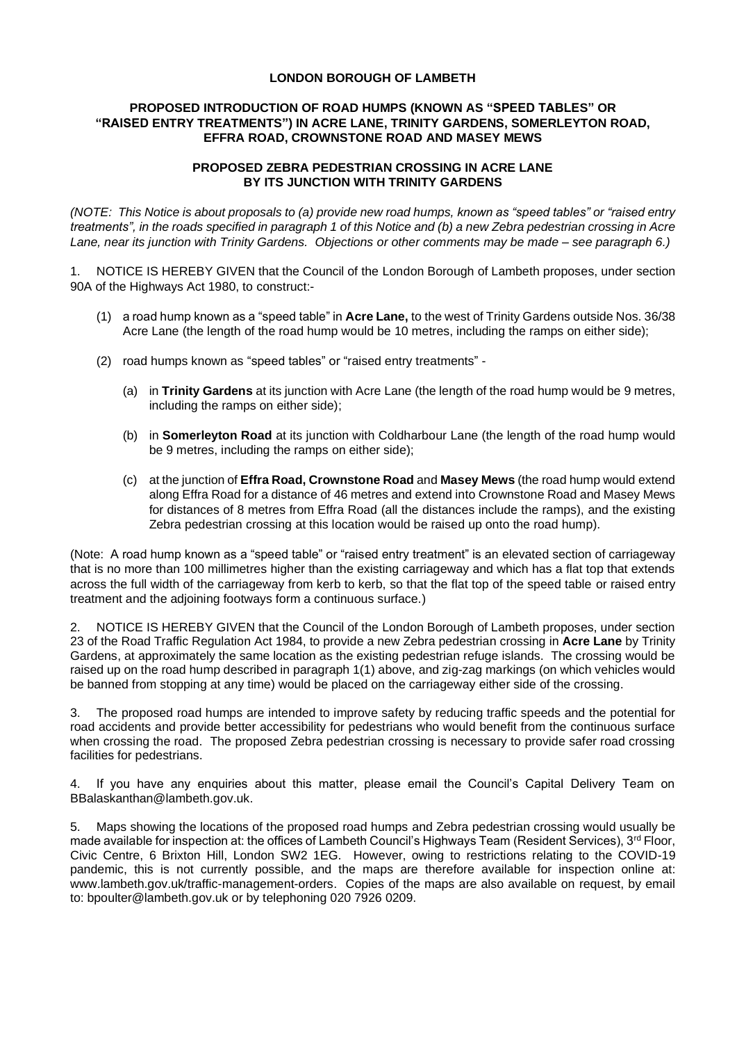**LONDON BOROUGH OF LAMBETH**

**PROPOSED INTRODUCTION OF ROAD HUMPS (KNOWN AS "SPEED TABLES" OR "RAISED ENTRY TREATMENTS") IN ACRE LANE, TRINITY GARDENS, SOMERLEYTON ROAD, EFFRA ROAD, CROWNSTONE ROAD AND MASEY MEWS**

**PROPOSED ZEBRA PEDESTRIAN CROSSING IN ACRE LANE BY ITS JUNCTION WITH TRINITY GARDENS**

*(NOTE: This Notice is about proposals to (a) provide new road humps, known as "speed tables" or "raised entry treatments", in the roads specified in paragraph 1 of this Notice and (b) a new Zebra pedestrian crossing in Acre Lane, near its junction with Trinity Gardens. Objections or other comments may be made – see paragraph 6.)*

1. NOTICE IS HEREBY GIVEN that the Council of the London Borough of Lambeth proposes, under section 90A of the Highways Act 1980, to construct:-

   (1) a road hump known as a "speed table" in **Acre Lane,** to the west of Trinity Gardens outside Nos. 36/38 Acre Lane (the length of the road hump would be 10 metres, including the ramps on either side);

   (2) road humps known as "speed tables" or "raised entry treatments" -

      (a) in **Trinity Gardens** at its junction with Acre Lane (the length of the road hump would be 9 metres, including the ramps on either side);

      (b) in **Somerleyton Road** at its junction with Coldharbour Lane (the length of the road hump would be 9 metres, including the ramps on either side);

      (c) at the junction of **Effra Road, Crownstone Road** and **Masey Mews** (the road hump would extend along Effra Road for a distance of 46 metres and extend into Crownstone Road and Masey Mews for distances of 8 metres from Effra Road (all the distances include the ramps), and the existing Zebra pedestrian crossing at this location would be raised up onto the road hump).

(Note: A road hump known as a "speed table" or "raised entry treatment" is an elevated section of carriageway that is no more than 100 millimetres higher than the existing carriageway and which has a flat top that extends across the full width of the carriageway from kerb to kerb, so that the flat top of the speed table or raised entry treatment and the adjoining footways form a continuous surface.)

2. NOTICE IS HEREBY GIVEN that the Council of the London Borough of Lambeth proposes, under section 23 of the Road Traffic Regulation Act 1984, to provide a new Zebra pedestrian crossing in **Acre Lane** by Trinity Gardens, at approximately the same location as the existing pedestrian refuge islands. The crossing would be raised up on the road hump described in paragraph 1(1) above, and zig-zag markings (on which vehicles would be banned from stopping at any time) would be placed on the carriageway either side of the crossing.

3. The proposed road humps are intended to improve safety by reducing traffic speeds and the potential for road accidents and provide better accessibility for pedestrians who would benefit from the continuous surface when crossing the road. The proposed Zebra pedestrian crossing is necessary to provide safer road crossing facilities for pedestrians.

4. If you have any enquiries about this matter, please email the Council's Capital Delivery Team on BBalaskanthan@lambeth.gov.uk.

5. Maps showing the locations of the proposed road humps and Zebra pedestrian crossing would usually be made available for inspection at: the offices of Lambeth Council's Highways Team (Resident Services), 3rd Floor, Civic Centre, 6 Brixton Hill, London SW2 1EG. However, owing to restrictions relating to the COVID-19 pandemic, this is not currently possible, and the maps are therefore available for inspection online at: www.lambeth.gov.uk/traffic-management-orders. Copies of the maps are also available on request, by email to: bpoulter@lambeth.gov.uk or by telephoning 020 7926 0209.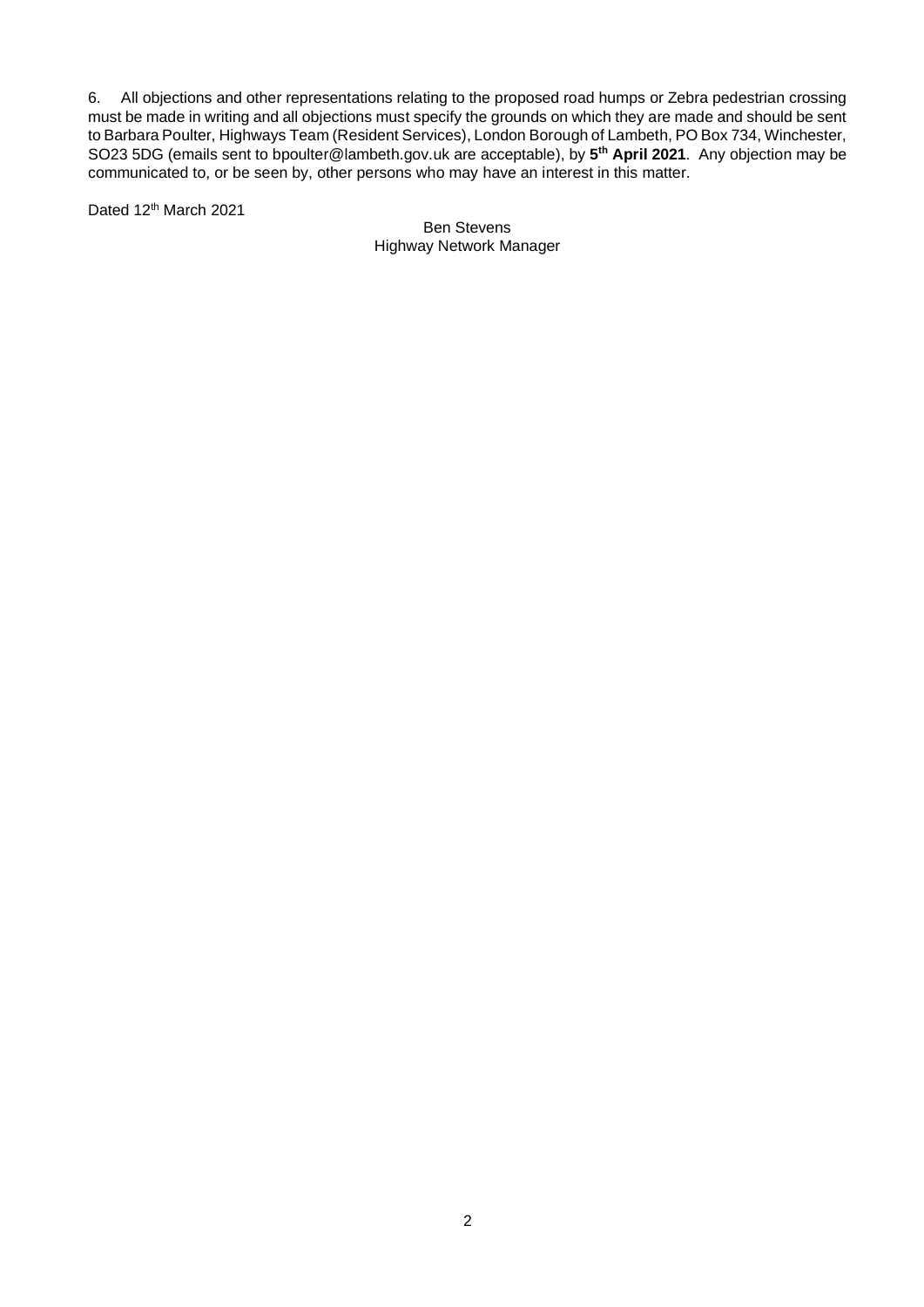6. All objections and other representations relating to the proposed road humps or Zebra pedestrian crossing must be made in writing and all objections must specify the grounds on which they are made and should be sent to Barbara Poulter, Highways Team (Resident Services), London Borough of Lambeth, PO Box 734, Winchester, SO23 5DG (emails sent to bpoulter@lambeth.gov.uk are acceptable), by **5th April 2021**. Any objection may be communicated to, or be seen by, other persons who may have an interest in this matter.

Dated 12th March 2021

Ben Stevens
Highway Network Manager